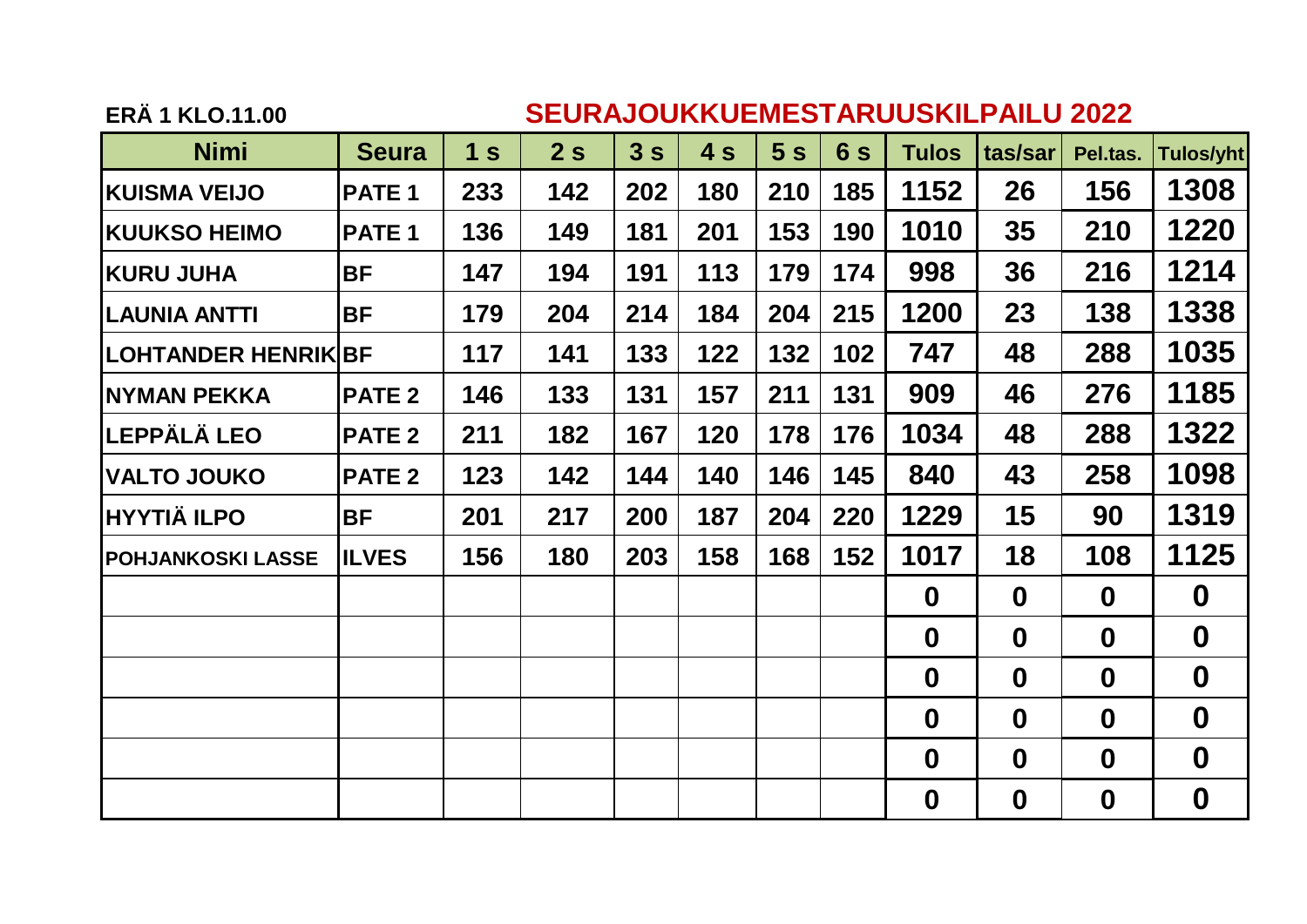ERÄ 1 KLO.11.00

## SEURAJOUKKUEMESTARUUSKILPAILU 2022

| Nimi | Seura | 1 s | 2 s | 3 s | 4 s | 5 s | 6 s | Tulos | tas/sar | Pel.tas. | Tulos/yht |
|---|---|---|---|---|---|---|---|---|---|---|---|
| KUISMA VEIJO | PATE 1 | 233 | 142 | 202 | 180 | 210 | 185 | 1152 | 26 | 156 | 1308 |
| KUUKSO HEIMO | PATE 1 | 136 | 149 | 181 | 201 | 153 | 190 | 1010 | 35 | 210 | 1220 |
| KURU JUHA | BF | 147 | 194 | 191 | 113 | 179 | 174 | 998 | 36 | 216 | 1214 |
| LAUNIA ANTTI | BF | 179 | 204 | 214 | 184 | 204 | 215 | 1200 | 23 | 138 | 1338 |
| LOHTANDER HENRIK | BF | 117 | 141 | 133 | 122 | 132 | 102 | 747 | 48 | 288 | 1035 |
| NYMAN PEKKA | PATE 2 | 146 | 133 | 131 | 157 | 211 | 131 | 909 | 46 | 276 | 1185 |
| LEPPÄLÄ LEO | PATE 2 | 211 | 182 | 167 | 120 | 178 | 176 | 1034 | 48 | 288 | 1322 |
| VALTO JOUKO | PATE 2 | 123 | 142 | 144 | 140 | 146 | 145 | 840 | 43 | 258 | 1098 |
| HYYTIÄ ILPO | BF | 201 | 217 | 200 | 187 | 204 | 220 | 1229 | 15 | 90 | 1319 |
| POHJANKOSKI LASSE | ILVES | 156 | 180 | 203 | 158 | 168 | 152 | 1017 | 18 | 108 | 1125 |
| | | | | | | | | 0 | 0 | 0 | 0 |
| | | | | | | | | 0 | 0 | 0 | 0 |
| | | | | | | | | 0 | 0 | 0 | 0 |
| | | | | | | | | 0 | 0 | 0 | 0 |
| | | | | | | | | 0 | 0 | 0 | 0 |
| | | | | | | | | 0 | 0 | 0 | 0 |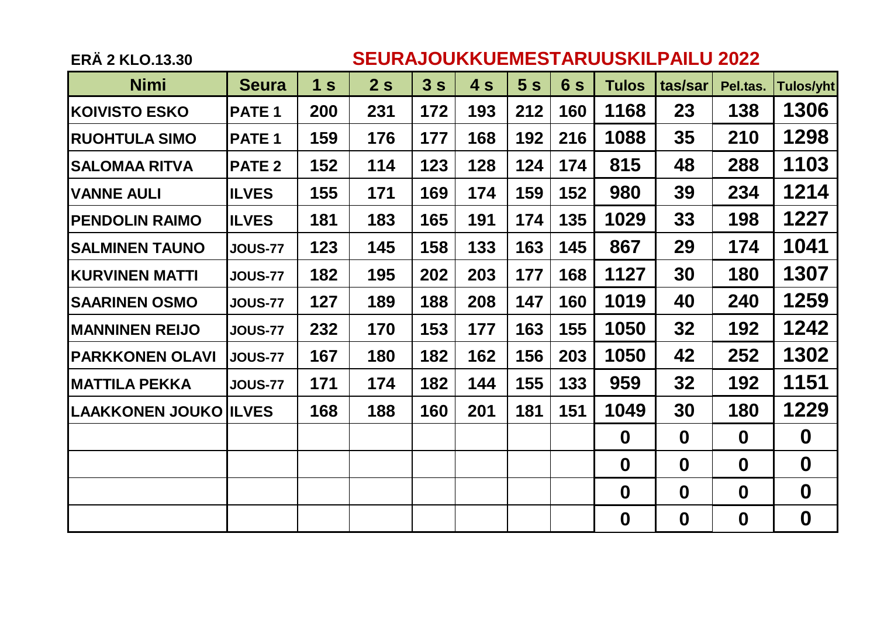**ERÄ 2 KLO.13.30**

# SEURAJOUKKUEMESTARUUSKILPAILU 2022

| Nimi | Seura | 1 s | 2 s | 3 s | 4 s | 5 s | 6 s | Tulos | tas/sar | Pel.tas. | Tulos/yht |
|---|---|---|---|---|---|---|---|---|---|---|---|
| KOIVISTO ESKO | PATE 1 | 200 | 231 | 172 | 193 | 212 | 160 | 1168 | 23 | 138 | 1306 |
| RUOHTULA SIMO | PATE 1 | 159 | 176 | 177 | 168 | 192 | 216 | 1088 | 35 | 210 | 1298 |
| SALOMAA RITVA | PATE 2 | 152 | 114 | 123 | 128 | 124 | 174 | 815 | 48 | 288 | 1103 |
| VANNE AULI | ILVES | 155 | 171 | 169 | 174 | 159 | 152 | 980 | 39 | 234 | 1214 |
| PENDOLIN RAIMO | ILVES | 181 | 183 | 165 | 191 | 174 | 135 | 1029 | 33 | 198 | 1227 |
| SALMINEN TAUNO | JOUS-77 | 123 | 145 | 158 | 133 | 163 | 145 | 867 | 29 | 174 | 1041 |
| KURVINEN MATTI | JOUS-77 | 182 | 195 | 202 | 203 | 177 | 168 | 1127 | 30 | 180 | 1307 |
| SAARINEN OSMO | JOUS-77 | 127 | 189 | 188 | 208 | 147 | 160 | 1019 | 40 | 240 | 1259 |
| MANNINEN REIJO | JOUS-77 | 232 | 170 | 153 | 177 | 163 | 155 | 1050 | 32 | 192 | 1242 |
| PARKKONEN OLAVI | JOUS-77 | 167 | 180 | 182 | 162 | 156 | 203 | 1050 | 42 | 252 | 1302 |
| MATTILA PEKKA | JOUS-77 | 171 | 174 | 182 | 144 | 155 | 133 | 959 | 32 | 192 | 1151 |
| LAAKKONEN JOUKO | ILVES | 168 | 188 | 160 | 201 | 181 | 151 | 1049 | 30 | 180 | 1229 |
| | | | | | | | | 0 | 0 | 0 | 0 |
| | | | | | | | | 0 | 0 | 0 | 0 |
| | | | | | | | | 0 | 0 | 0 | 0 |
| | | | | | | | | 0 | 0 | 0 | 0 |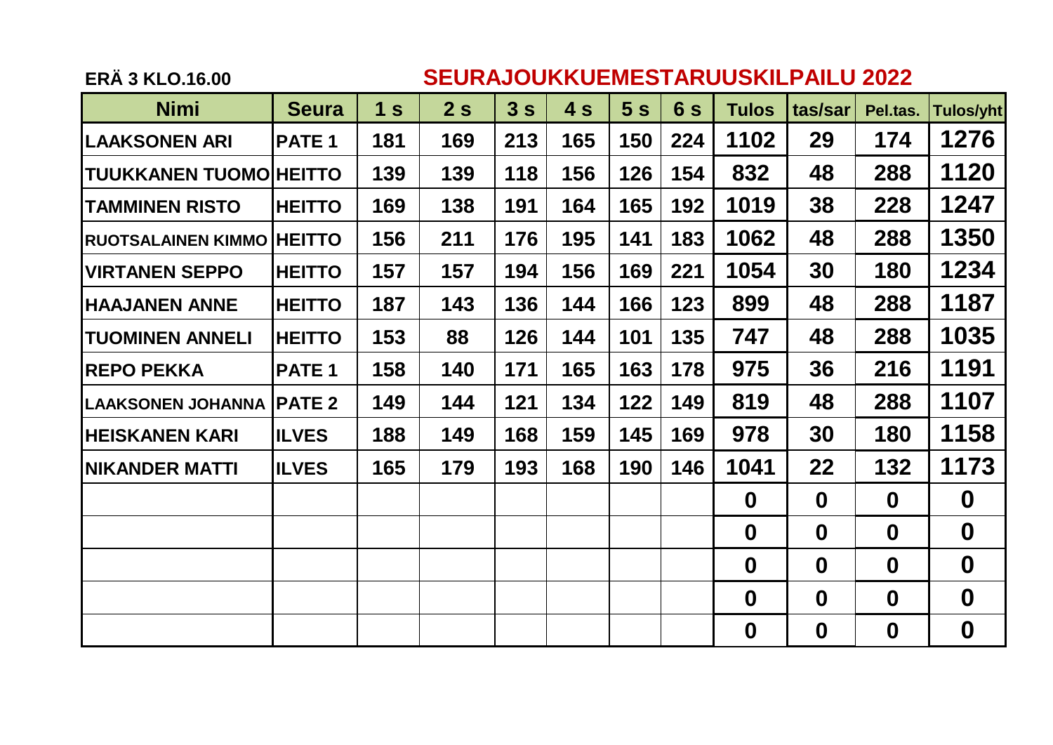ERÄ 3 KLO.16.00

## SEURAJOUKKUEMESTARUUSKILPAILU 2022

| Nimi | Seura | 1 s | 2 s | 3 s | 4 s | 5 s | 6 s | Tulos | tas/sar | Pel.tas. | Tulos/yht |
|---|---|---|---|---|---|---|---|---|---|---|---|
| LAAKSONEN ARI | PATE 1 | 181 | 169 | 213 | 165 | 150 | 224 | 1102 | 29 | 174 | 1276 |
| TUUKKANEN TUOMO | HEITTO | 139 | 139 | 118 | 156 | 126 | 154 | 832 | 48 | 288 | 1120 |
| TAMMINEN RISTO | HEITTO | 169 | 138 | 191 | 164 | 165 | 192 | 1019 | 38 | 228 | 1247 |
| RUOTSALAINEN KIMMO | HEITTO | 156 | 211 | 176 | 195 | 141 | 183 | 1062 | 48 | 288 | 1350 |
| VIRTANEN SEPPO | HEITTO | 157 | 157 | 194 | 156 | 169 | 221 | 1054 | 30 | 180 | 1234 |
| HAAJANEN ANNE | HEITTO | 187 | 143 | 136 | 144 | 166 | 123 | 899 | 48 | 288 | 1187 |
| TUOMINEN ANNELI | HEITTO | 153 | 88 | 126 | 144 | 101 | 135 | 747 | 48 | 288 | 1035 |
| REPO PEKKA | PATE 1 | 158 | 140 | 171 | 165 | 163 | 178 | 975 | 36 | 216 | 1191 |
| LAAKSONEN JOHANNA | PATE 2 | 149 | 144 | 121 | 134 | 122 | 149 | 819 | 48 | 288 | 1107 |
| HEISKANEN KARI | ILVES | 188 | 149 | 168 | 159 | 145 | 169 | 978 | 30 | 180 | 1158 |
| NIKANDER MATTI | ILVES | 165 | 179 | 193 | 168 | 190 | 146 | 1041 | 22 | 132 | 1173 |
| | | | | | | | | 0 | 0 | 0 | 0 |
| | | | | | | | | 0 | 0 | 0 | 0 |
| | | | | | | | | 0 | 0 | 0 | 0 |
| | | | | | | | | 0 | 0 | 0 | 0 |
| | | | | | | | | 0 | 0 | 0 | 0 |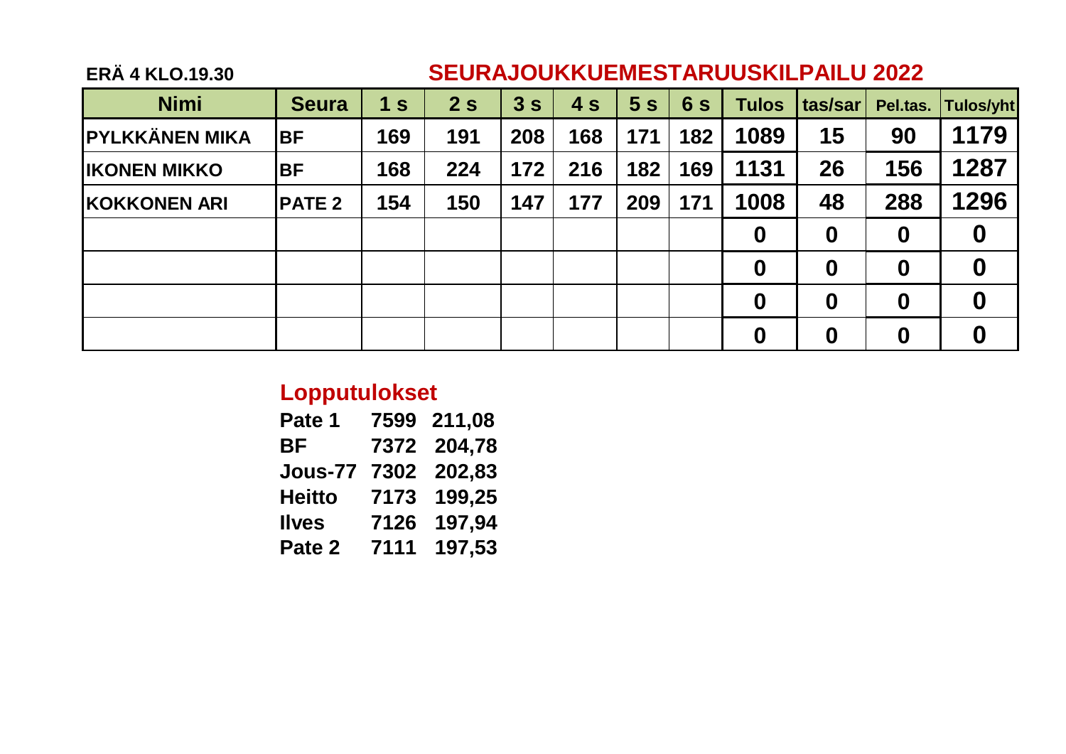**ERÄ 4 KLO.19.30**

## SEURAJOUKKUEMESTARUUSKILPAILU 2022

| Nimi | Seura | 1 s | 2 s | 3 s | 4 s | 5 s | 6 s | Tulos | tas/sar | Pel.tas. | Tulos/yht |
|---|---|---|---|---|---|---|---|---|---|---|---|
| PYLKKÄNEN MIKA | BF | 169 | 191 | 208 | 168 | 171 | 182 | 1089 | 15 | 90 | 1179 |
| IKONEN MIKKO | BF | 168 | 224 | 172 | 216 | 182 | 169 | 1131 | 26 | 156 | 1287 |
| KOKKONEN ARI | PATE 2 | 154 | 150 | 147 | 177 | 209 | 171 | 1008 | 48 | 288 | 1296 |
| | | | | | | | | 0 | 0 | 0 | 0 |
| | | | | | | | | 0 | 0 | 0 | 0 |
| | | | | | | | | 0 | 0 | 0 | 0 |
| | | | | | | | | 0 | 0 | 0 | 0 |

## Lopputulokset

| | | |
|---|---|---|
| Pate 1 | 7599 | 211,08 |
| BF | 7372 | 204,78 |
| Jous-77 | 7302 | 202,83 |
| Heitto | 7173 | 199,25 |
| Ilves | 7126 | 197,94 |
| Pate 2 | 7111 | 197,53 |